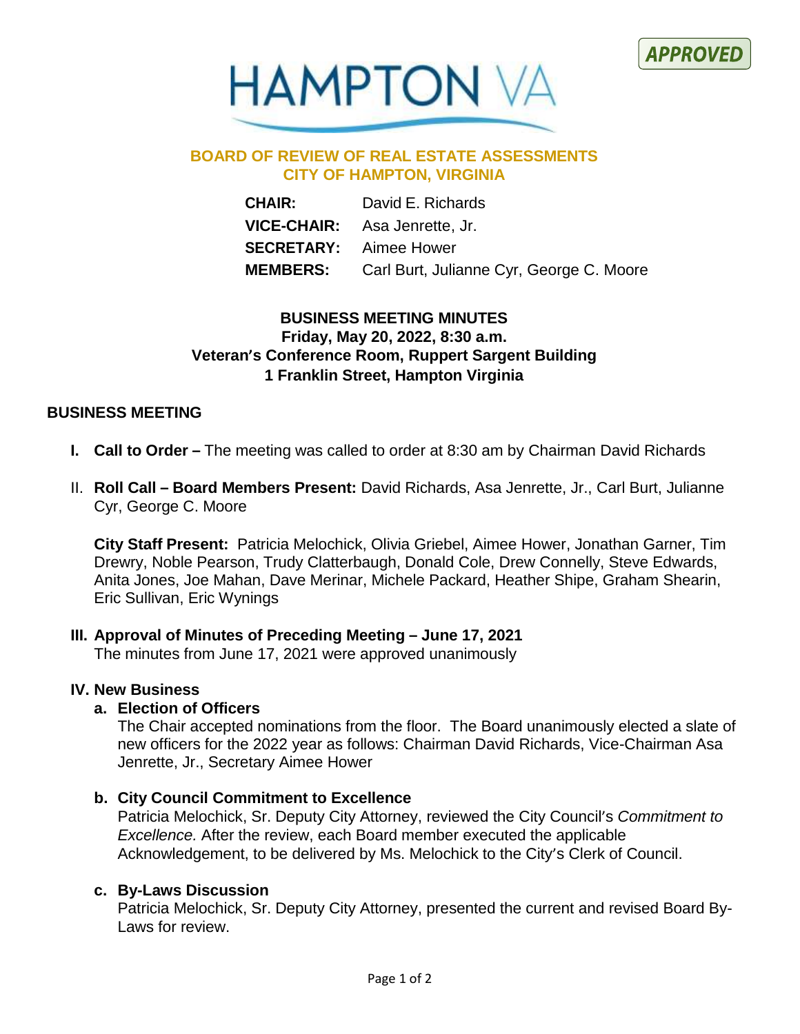APPROVED

HAMPTON VA

## BOARD OF REVIEW OF REAL ESTATE ASSESSMENTS
## CITY OF HAMPTON, VIRGINIA

| | |
|---|---|
| **CHAIR:** | David E. Richards |
| **VICE-CHAIR:** | Asa Jenrette, Jr. |
| **SECRETARY:** | Aimee Hower |
| **MEMBERS:** | Carl Burt, Julianne Cyr, George C. Moore |

**BUSINESS MEETING MINUTES**
**Friday, May 20, 2022, 8:30 a.m.**
**Veteran's Conference Room, Ruppert Sargent Building**
**1 Franklin Street, Hampton Virginia**

### BUSINESS MEETING

I. **Call to Order –** The meeting was called to order at 8:30 am by Chairman David Richards

II. **Roll Call – Board Members Present:** David Richards, Asa Jenrette, Jr., Carl Burt, Julianne Cyr, George C. Moore

**City Staff Present:** Patricia Melochick, Olivia Griebel, Aimee Hower, Jonathan Garner, Tim Drewry, Noble Pearson, Trudy Clatterbaugh, Donald Cole, Drew Connelly, Steve Edwards, Anita Jones, Joe Mahan, Dave Merinar, Michele Packard, Heather Shipe, Graham Shearin, Eric Sullivan, Eric Wynings

III. **Approval of Minutes of Preceding Meeting – June 17, 2021**
The minutes from June 17, 2021 were approved unanimously

IV. **New Business**

a. **Election of Officers**
The Chair accepted nominations from the floor. The Board unanimously elected a slate of new officers for the 2022 year as follows: Chairman David Richards, Vice-Chairman Asa Jenrette, Jr., Secretary Aimee Hower

b. **City Council Commitment to Excellence**
Patricia Melochick, Sr. Deputy City Attorney, reviewed the City Council's *Commitment to Excellence.* After the review, each Board member executed the applicable Acknowledgement, to be delivered by Ms. Melochick to the City's Clerk of Council.

c. **By-Laws Discussion**
Patricia Melochick, Sr. Deputy City Attorney, presented the current and revised Board By-Laws for review.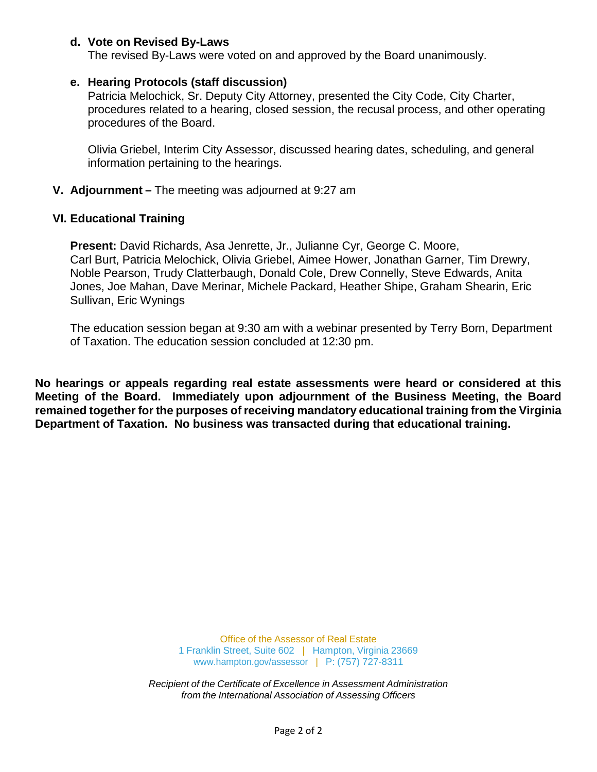**d. Vote on Revised By-Laws**

The revised By-Laws were voted on and approved by the Board unanimously.

**e. Hearing Protocols (staff discussion)**

Patricia Melochick, Sr. Deputy City Attorney, presented the City Code, City Charter, procedures related to a hearing, closed session, the recusal process, and other operating procedures of the Board.

Olivia Griebel, Interim City Assessor, discussed hearing dates, scheduling, and general information pertaining to the hearings.

**V. Adjournment –** The meeting was adjourned at 9:27 am

**VI. Educational Training**

**Present:** David Richards, Asa Jenrette, Jr., Julianne Cyr, George C. Moore, Carl Burt, Patricia Melochick, Olivia Griebel, Aimee Hower, Jonathan Garner, Tim Drewry, Noble Pearson, Trudy Clatterbaugh, Donald Cole, Drew Connelly, Steve Edwards, Anita Jones, Joe Mahan, Dave Merinar, Michele Packard, Heather Shipe, Graham Shearin, Eric Sullivan, Eric Wynings

The education session began at 9:30 am with a webinar presented by Terry Born, Department of Taxation. The education session concluded at 12:30 pm.

**No hearings or appeals regarding real estate assessments were heard or considered at this Meeting of the Board. Immediately upon adjournment of the Business Meeting, the Board remained together for the purposes of receiving mandatory educational training from the Virginia Department of Taxation. No business was transacted during that educational training.**

Office of the Assessor of Real Estate
1 Franklin Street, Suite 602 | Hampton, Virginia 23669
www.hampton.gov/assessor | P: (757) 727-8311

*Recipient of the Certificate of Excellence in Assessment Administration from the International Association of Assessing Officers*